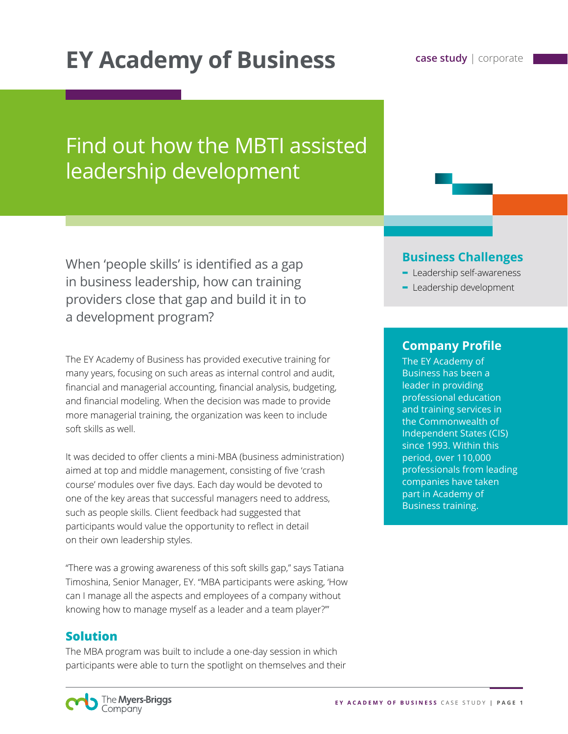# EY Academy of Business

case study | corporate

## Find out how the MBTI assisted leadership development

When 'people skills' is identified as a gap in business leadership, how can training providers close that gap and build it in to a development program?

The EY Academy of Business has provided executive training for many years, focusing on such areas as internal control and audit, financial and managerial accounting, financial analysis, budgeting, and financial modeling. When the decision was made to provide more managerial training, the organization was keen to include soft skills as well.

It was decided to offer clients a mini-MBA (business administration) aimed at top and middle management, consisting of five 'crash course' modules over five days. Each day would be devoted to one of the key areas that successful managers need to address, such as people skills. Client feedback had suggested that participants would value the opportunity to reflect in detail on their own leadership styles.

"There was a growing awareness of this soft skills gap," says Tatiana Timoshina, Senior Manager, EY. "MBA participants were asking, 'How can I manage all the aspects and employees of a company without knowing how to manage myself as a leader and a team player?'"

### Solution

The MBA program was built to include a one-day session in which participants were able to turn the spotlight on themselves and their

### Business Challenges

- Leadership self-awareness
- Leadership development

### Company Profile

The EY Academy of Business has been a leader in providing professional education and training services in the Commonwealth of Independent States (CIS) since 1993. Within this period, over 110,000 professionals from leading companies have taken part in Academy of Business training.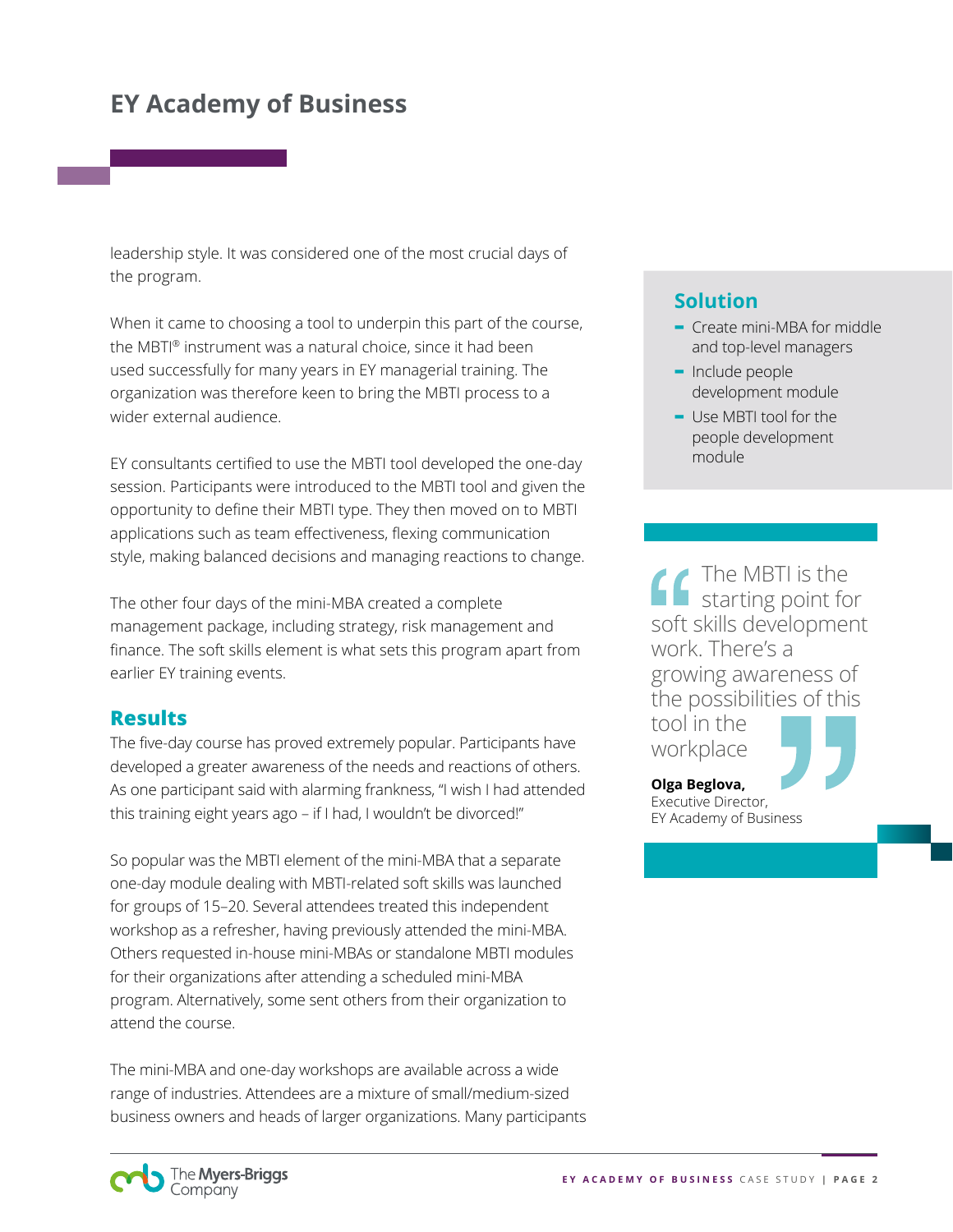# EY Academy of Business

leadership style. It was considered one of the most crucial days of the program.

When it came to choosing a tool to underpin this part of the course, the MBTI® instrument was a natural choice, since it had been used successfully for many years in EY managerial training. The organization was therefore keen to bring the MBTI process to a wider external audience.

EY consultants certified to use the MBTI tool developed the one-day session. Participants were introduced to the MBTI tool and given the opportunity to define their MBTI type. They then moved on to MBTI applications such as team effectiveness, flexing communication style, making balanced decisions and managing reactions to change.

The other four days of the mini-MBA created a complete management package, including strategy, risk management and finance. The soft skills element is what sets this program apart from earlier EY training events.

## Solution

- Create mini-MBA for middle and top-level managers
- Include people development module
- Use MBTI tool for the people development module

> The MBTI is the starting point for soft skills development work. There's a growing awareness of the possibilities of this tool in the workplace
>
> **Olga Beglova,**
> Executive Director,
> EY Academy of Business

## Results

The five-day course has proved extremely popular. Participants have developed a greater awareness of the needs and reactions of others. As one participant said with alarming frankness, "I wish I had attended this training eight years ago – if I had, I wouldn't be divorced!"

So popular was the MBTI element of the mini-MBA that a separate one-day module dealing with MBTI-related soft skills was launched for groups of 15–20. Several attendees treated this independent workshop as a refresher, having previously attended the mini-MBA. Others requested in-house mini-MBAs or standalone MBTI modules for their organizations after attending a scheduled mini-MBA program. Alternatively, some sent others from their organization to attend the course.

The mini-MBA and one-day workshops are available across a wide range of industries. Attendees are a mixture of small/medium-sized business owners and heads of larger organizations. Many participants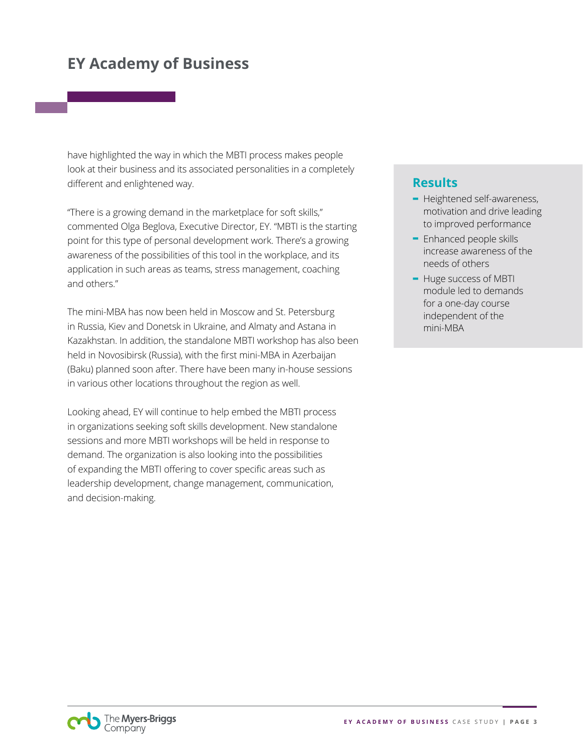# EY Academy of Business

have highlighted the way in which the MBTI process makes people look at their business and its associated personalities in a completely different and enlightened way.

"There is a growing demand in the marketplace for soft skills," commented Olga Beglova, Executive Director, EY. "MBTI is the starting point for this type of personal development work. There's a growing awareness of the possibilities of this tool in the workplace, and its application in such areas as teams, stress management, coaching and others."

The mini-MBA has now been held in Moscow and St. Petersburg in Russia, Kiev and Donetsk in Ukraine, and Almaty and Astana in Kazakhstan. In addition, the standalone MBTI workshop has also been held in Novosibirsk (Russia), with the first mini-MBA in Azerbaijan (Baku) planned soon after. There have been many in-house sessions in various other locations throughout the region as well.

Looking ahead, EY will continue to help embed the MBTI process in organizations seeking soft skills development. New standalone sessions and more MBTI workshops will be held in response to demand. The organization is also looking into the possibilities of expanding the MBTI offering to cover specific areas such as leadership development, change management, communication, and decision-making.

## Results

- Heightened self-awareness, motivation and drive leading to improved performance
- Enhanced people skills increase awareness of the needs of others
- Huge success of MBTI module led to demands for a one-day course independent of the mini-MBA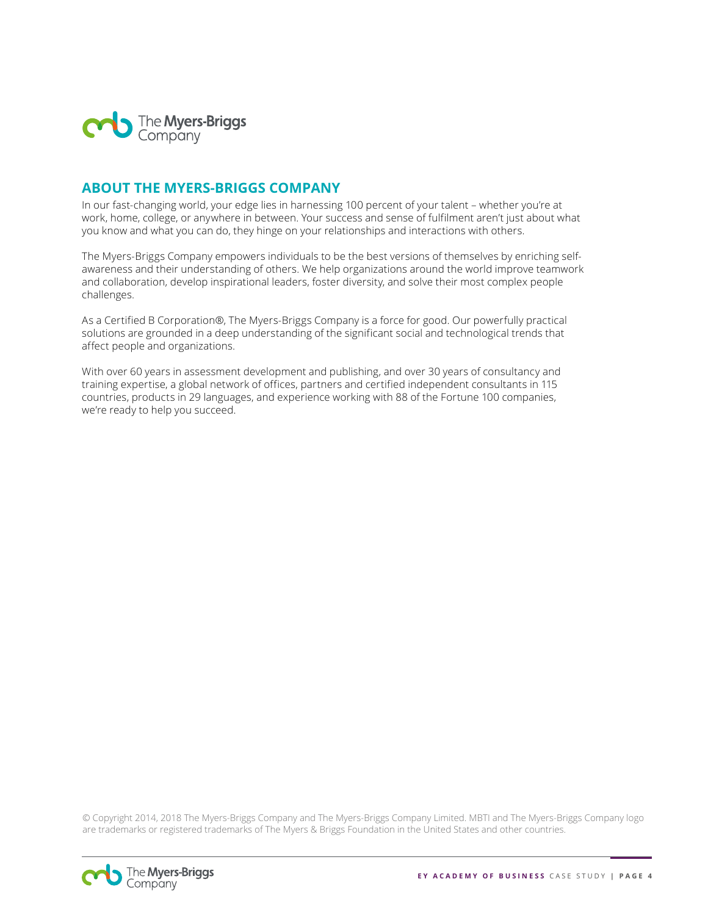## ABOUT THE MYERS-BRIGGS COMPANY

In our fast-changing world, your edge lies in harnessing 100 percent of your talent – whether you're at work, home, college, or anywhere in between. Your success and sense of fulfilment aren't just about what you know and what you can do, they hinge on your relationships and interactions with others.

The Myers-Briggs Company empowers individuals to be the best versions of themselves by enriching self-awareness and their understanding of others. We help organizations around the world improve teamwork and collaboration, develop inspirational leaders, foster diversity, and solve their most complex people challenges.

As a Certified B Corporation®, The Myers-Briggs Company is a force for good. Our powerfully practical solutions are grounded in a deep understanding of the significant social and technological trends that affect people and organizations.

With over 60 years in assessment development and publishing, and over 30 years of consultancy and training expertise, a global network of offices, partners and certified independent consultants in 115 countries, products in 29 languages, and experience working with 88 of the Fortune 100 companies, we're ready to help you succeed.

© Copyright 2014, 2018 The Myers-Briggs Company and The Myers-Briggs Company Limited. MBTI and The Myers-Briggs Company logo are trademarks or registered trademarks of The Myers & Briggs Foundation in the United States and other countries.